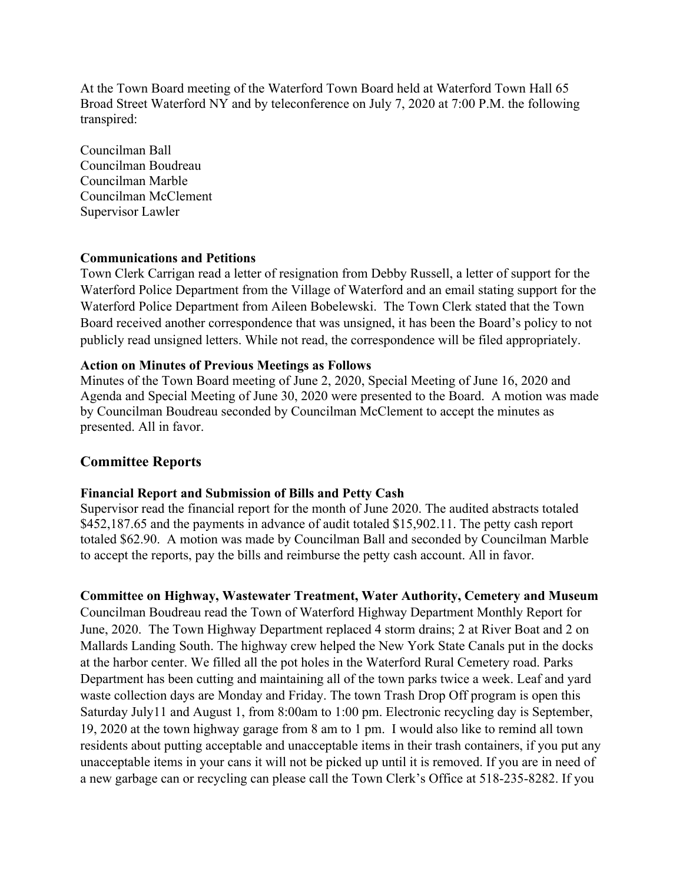At the Town Board meeting of the Waterford Town Board held at Waterford Town Hall 65 Broad Street Waterford NY and by teleconference on July 7, 2020 at 7:00 P.M. the following transpired:

Councilman Ball
Councilman Boudreau
Councilman Marble
Councilman McClement
Supervisor Lawler

**Communications and Petitions**

Town Clerk Carrigan read a letter of resignation from Debby Russell, a letter of support for the Waterford Police Department from the Village of Waterford and an email stating support for the Waterford Police Department from Aileen Bobelewski. The Town Clerk stated that the Town Board received another correspondence that was unsigned, it has been the Board's policy to not publicly read unsigned letters. While not read, the correspondence will be filed appropriately.

**Action on Minutes of Previous Meetings as Follows**

Minutes of the Town Board meeting of June 2, 2020, Special Meeting of June 16, 2020 and Agenda and Special Meeting of June 30, 2020 were presented to the Board. A motion was made by Councilman Boudreau seconded by Councilman McClement to accept the minutes as presented. All in favor.

## Committee Reports

**Financial Report and Submission of Bills and Petty Cash**

Supervisor read the financial report for the month of June 2020. The audited abstracts totaled $452,187.65 and the payments in advance of audit totaled $15,902.11. The petty cash report totaled $62.90. A motion was made by Councilman Ball and seconded by Councilman Marble to accept the reports, pay the bills and reimburse the petty cash account. All in favor.

**Committee on Highway, Wastewater Treatment, Water Authority, Cemetery and Museum**

Councilman Boudreau read the Town of Waterford Highway Department Monthly Report for June, 2020. The Town Highway Department replaced 4 storm drains; 2 at River Boat and 2 on Mallards Landing South. The highway crew helped the New York State Canals put in the docks at the harbor center. We filled all the pot holes in the Waterford Rural Cemetery road. Parks Department has been cutting and maintaining all of the town parks twice a week. Leaf and yard waste collection days are Monday and Friday. The town Trash Drop Off program is open this Saturday July11 and August 1, from 8:00am to 1:00 pm. Electronic recycling day is September, 19, 2020 at the town highway garage from 8 am to 1 pm. I would also like to remind all town residents about putting acceptable and unacceptable items in their trash containers, if you put any unacceptable items in your cans it will not be picked up until it is removed. If you are in need of a new garbage can or recycling can please call the Town Clerk's Office at 518-235-8282. If you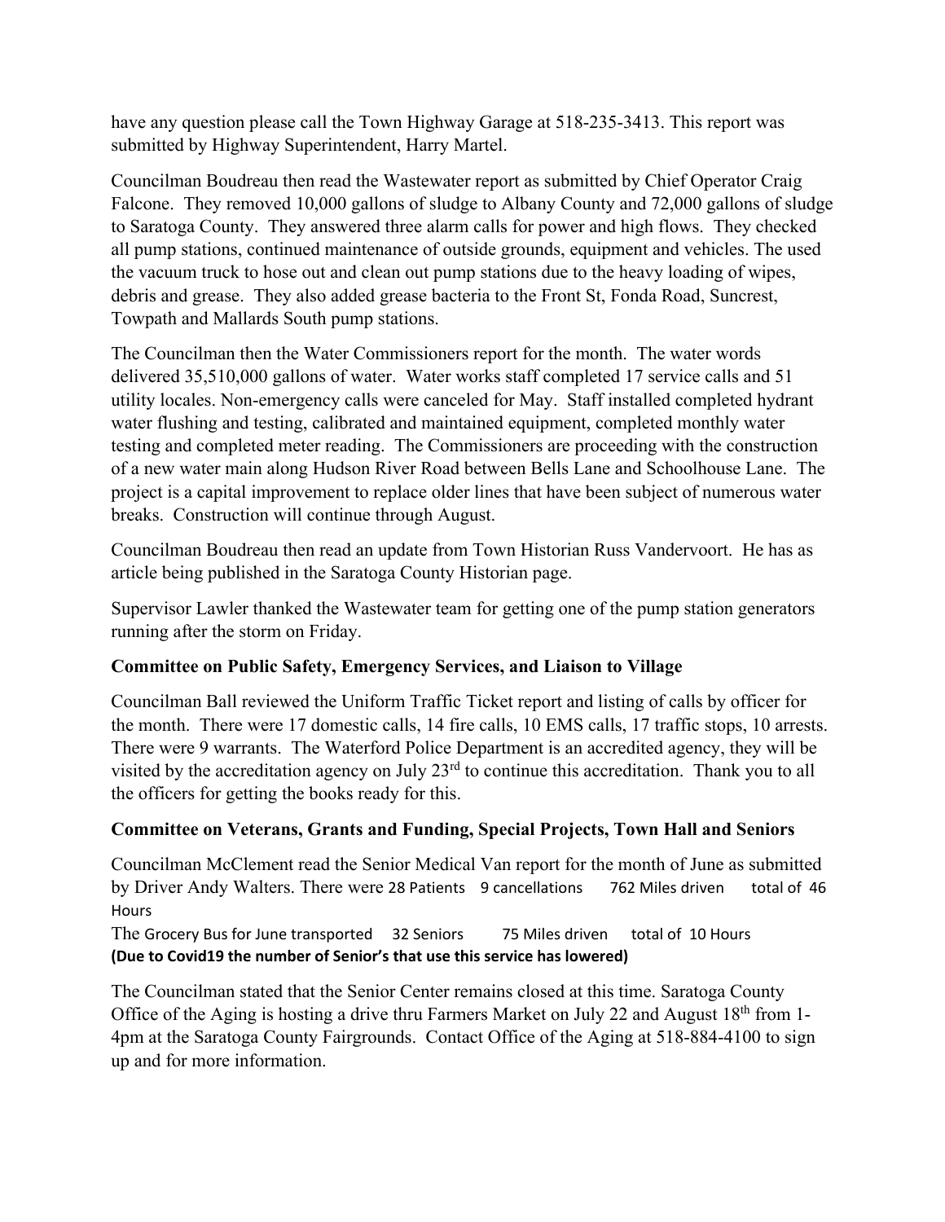have any question please call the Town Highway Garage at 518-235-3413. This report was submitted by Highway Superintendent, Harry Martel.

Councilman Boudreau then read the Wastewater report as submitted by Chief Operator Craig Falcone. They removed 10,000 gallons of sludge to Albany County and 72,000 gallons of sludge to Saratoga County. They answered three alarm calls for power and high flows. They checked all pump stations, continued maintenance of outside grounds, equipment and vehicles. The used the vacuum truck to hose out and clean out pump stations due to the heavy loading of wipes, debris and grease. They also added grease bacteria to the Front St, Fonda Road, Suncrest, Towpath and Mallards South pump stations.

The Councilman then the Water Commissioners report for the month. The water words delivered 35,510,000 gallons of water. Water works staff completed 17 service calls and 51 utility locales. Non-emergency calls were canceled for May. Staff installed completed hydrant water flushing and testing, calibrated and maintained equipment, completed monthly water testing and completed meter reading. The Commissioners are proceeding with the construction of a new water main along Hudson River Road between Bells Lane and Schoolhouse Lane. The project is a capital improvement to replace older lines that have been subject of numerous water breaks. Construction will continue through August.

Councilman Boudreau then read an update from Town Historian Russ Vandervoort. He has as article being published in the Saratoga County Historian page.

Supervisor Lawler thanked the Wastewater team for getting one of the pump station generators running after the storm on Friday.

**Committee on Public Safety, Emergency Services, and Liaison to Village**

Councilman Ball reviewed the Uniform Traffic Ticket report and listing of calls by officer for the month. There were 17 domestic calls, 14 fire calls, 10 EMS calls, 17 traffic stops, 10 arrests. There were 9 warrants. The Waterford Police Department is an accredited agency, they will be visited by the accreditation agency on July 23rd to continue this accreditation. Thank you to all the officers for getting the books ready for this.

**Committee on Veterans, Grants and Funding, Special Projects, Town Hall and Seniors**

Councilman McClement read the Senior Medical Van report for the month of June as submitted by Driver Andy Walters. There were 28 Patients 9 cancellations 762 Miles driven total of 46 Hours

The Grocery Bus for June transported 32 Seniors 75 Miles driven total of 10 Hours

**(Due to Covid19 the number of Senior's that use this service has lowered)**

The Councilman stated that the Senior Center remains closed at this time. Saratoga County Office of the Aging is hosting a drive thru Farmers Market on July 22 and August 18th from 1-4pm at the Saratoga County Fairgrounds. Contact Office of the Aging at 518-884-4100 to sign up and for more information.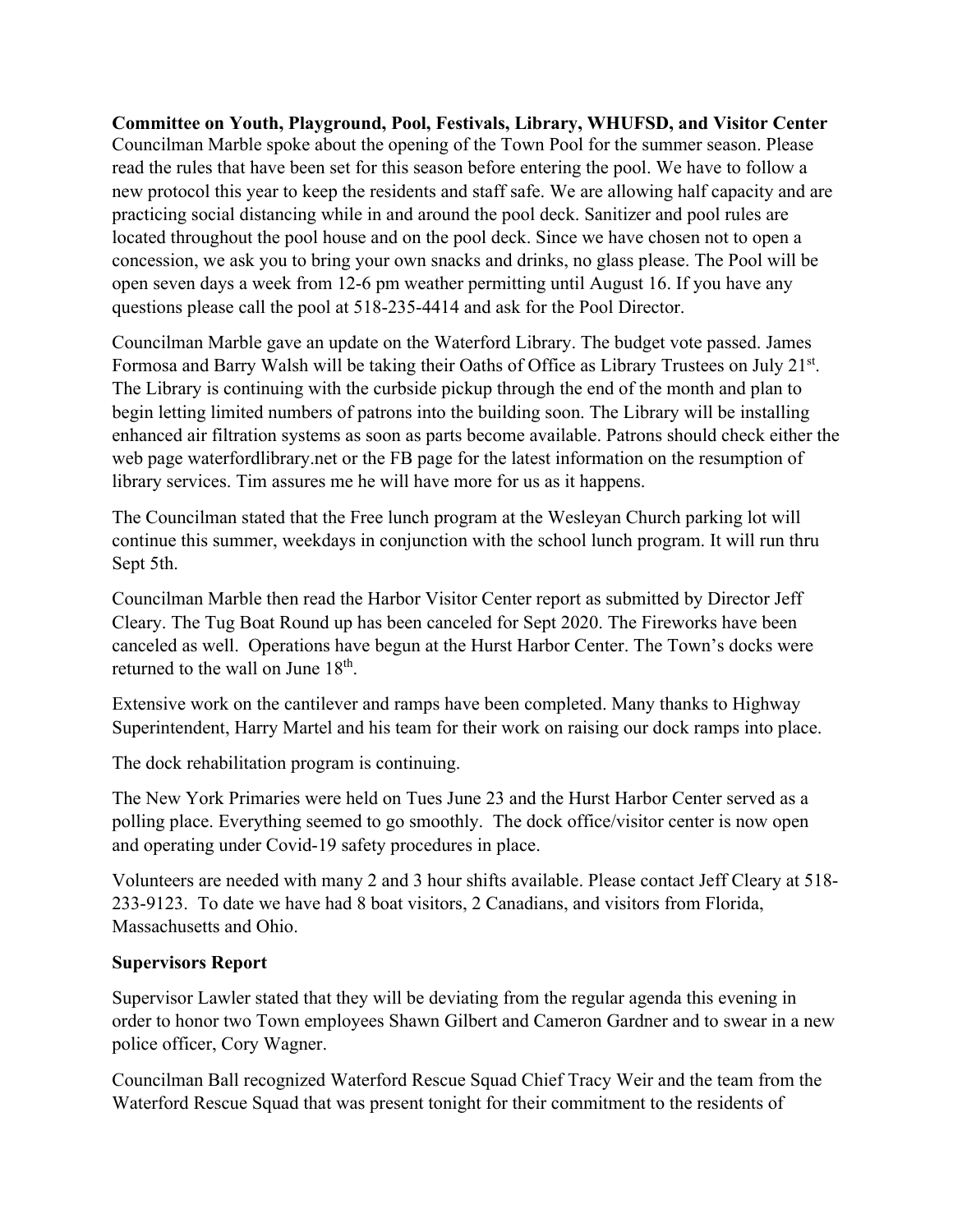**Committee on Youth, Playground, Pool, Festivals, Library, WHUFSD, and Visitor Center**
Councilman Marble spoke about the opening of the Town Pool for the summer season. Please read the rules that have been set for this season before entering the pool. We have to follow a new protocol this year to keep the residents and staff safe. We are allowing half capacity and are practicing social distancing while in and around the pool deck. Sanitizer and pool rules are located throughout the pool house and on the pool deck. Since we have chosen not to open a concession, we ask you to bring your own snacks and drinks, no glass please. The Pool will be open seven days a week from 12-6 pm weather permitting until August 16. If you have any questions please call the pool at 518-235-4414 and ask for the Pool Director.

Councilman Marble gave an update on the Waterford Library. The budget vote passed. James Formosa and Barry Walsh will be taking their Oaths of Office as Library Trustees on July 21st. The Library is continuing with the curbside pickup through the end of the month and plan to begin letting limited numbers of patrons into the building soon. The Library will be installing enhanced air filtration systems as soon as parts become available. Patrons should check either the web page waterfordlibrary.net or the FB page for the latest information on the resumption of library services. Tim assures me he will have more for us as it happens.

The Councilman stated that the Free lunch program at the Wesleyan Church parking lot will continue this summer, weekdays in conjunction with the school lunch program. It will run thru Sept 5th.

Councilman Marble then read the Harbor Visitor Center report as submitted by Director Jeff Cleary. The Tug Boat Round up has been canceled for Sept 2020. The Fireworks have been canceled as well. Operations have begun at the Hurst Harbor Center. The Town's docks were returned to the wall on June 18th.

Extensive work on the cantilever and ramps have been completed. Many thanks to Highway Superintendent, Harry Martel and his team for their work on raising our dock ramps into place.

The dock rehabilitation program is continuing.

The New York Primaries were held on Tues June 23 and the Hurst Harbor Center served as a polling place. Everything seemed to go smoothly. The dock office/visitor center is now open and operating under Covid-19 safety procedures in place.

Volunteers are needed with many 2 and 3 hour shifts available. Please contact Jeff Cleary at 518-233-9123. To date we have had 8 boat visitors, 2 Canadians, and visitors from Florida, Massachusetts and Ohio.

**Supervisors Report**

Supervisor Lawler stated that they will be deviating from the regular agenda this evening in order to honor two Town employees Shawn Gilbert and Cameron Gardner and to swear in a new police officer, Cory Wagner.

Councilman Ball recognized Waterford Rescue Squad Chief Tracy Weir and the team from the Waterford Rescue Squad that was present tonight for their commitment to the residents of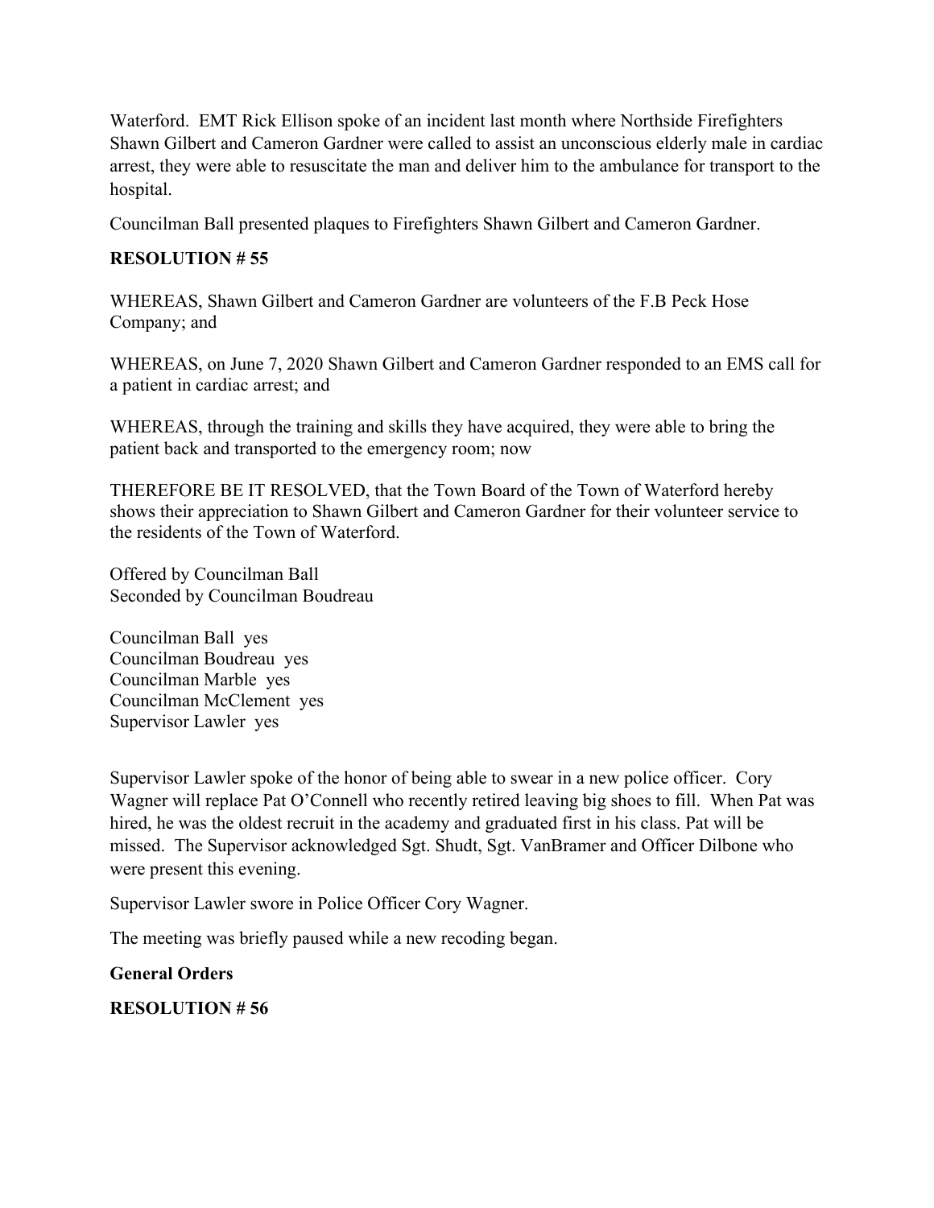Waterford. EMT Rick Ellison spoke of an incident last month where Northside Firefighters Shawn Gilbert and Cameron Gardner were called to assist an unconscious elderly male in cardiac arrest, they were able to resuscitate the man and deliver him to the ambulance for transport to the hospital.

Councilman Ball presented plaques to Firefighters Shawn Gilbert and Cameron Gardner.

**RESOLUTION # 55**

WHEREAS, Shawn Gilbert and Cameron Gardner are volunteers of the F.B Peck Hose Company; and

WHEREAS, on June 7, 2020 Shawn Gilbert and Cameron Gardner responded to an EMS call for a patient in cardiac arrest; and

WHEREAS, through the training and skills they have acquired, they were able to bring the patient back and transported to the emergency room; now

THEREFORE BE IT RESOLVED, that the Town Board of the Town of Waterford hereby shows their appreciation to Shawn Gilbert and Cameron Gardner for their volunteer service to the residents of the Town of Waterford.

Offered by Councilman Ball  
Seconded by Councilman Boudreau

Councilman Ball yes  
Councilman Boudreau yes  
Councilman Marble yes  
Councilman McClement yes  
Supervisor Lawler yes

Supervisor Lawler spoke of the honor of being able to swear in a new police officer. Cory Wagner will replace Pat O'Connell who recently retired leaving big shoes to fill. When Pat was hired, he was the oldest recruit in the academy and graduated first in his class. Pat will be missed. The Supervisor acknowledged Sgt. Shudt, Sgt. VanBramer and Officer Dilbone who were present this evening.

Supervisor Lawler swore in Police Officer Cory Wagner.

The meeting was briefly paused while a new recoding began.

**General Orders**

**RESOLUTION # 56**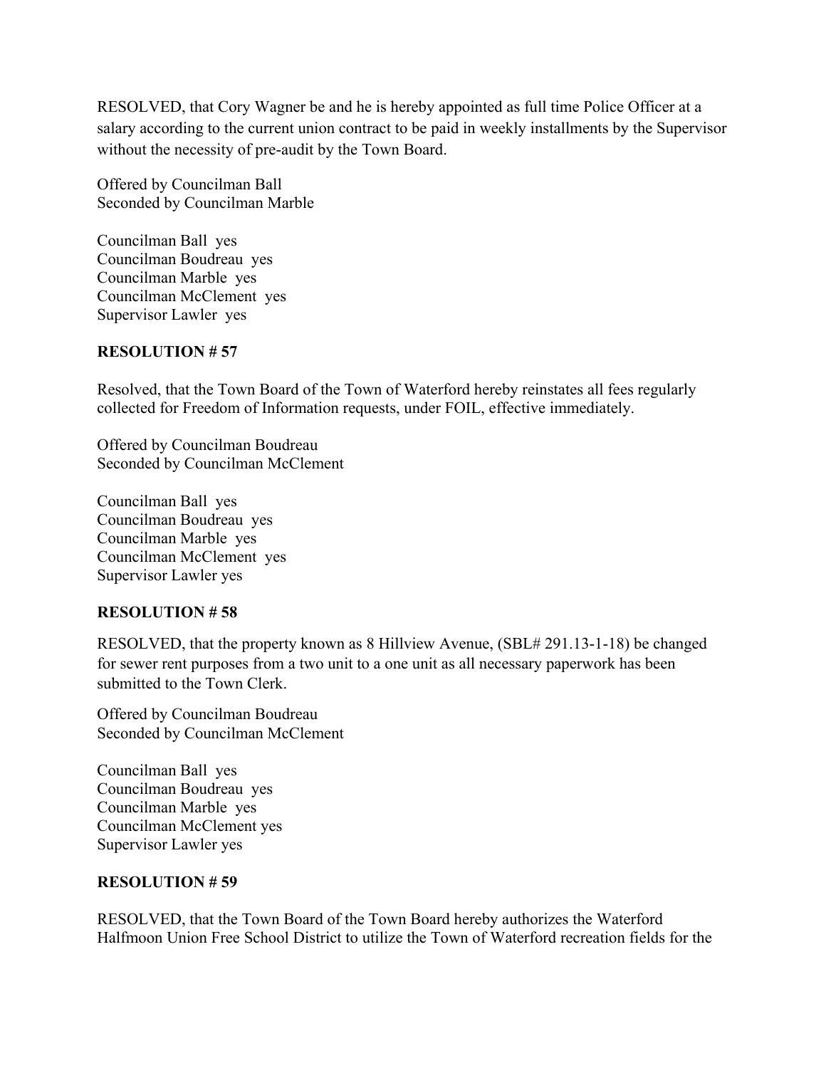RESOLVED, that Cory Wagner be and he is hereby appointed as full time Police Officer at a salary according to the current union contract to be paid in weekly installments by the Supervisor without the necessity of pre-audit by the Town Board.

Offered by Councilman Ball
Seconded by Councilman Marble

Councilman Ball yes
Councilman Boudreau yes
Councilman Marble yes
Councilman McClement yes
Supervisor Lawler yes

**RESOLUTION # 57**

Resolved, that the Town Board of the Town of Waterford hereby reinstates all fees regularly collected for Freedom of Information requests, under FOIL, effective immediately.

Offered by Councilman Boudreau
Seconded by Councilman McClement

Councilman Ball yes
Councilman Boudreau yes
Councilman Marble yes
Councilman McClement yes
Supervisor Lawler yes

**RESOLUTION # 58**

RESOLVED, that the property known as 8 Hillview Avenue, (SBL# 291.13-1-18) be changed for sewer rent purposes from a two unit to a one unit as all necessary paperwork has been submitted to the Town Clerk.

Offered by Councilman Boudreau
Seconded by Councilman McClement

Councilman Ball yes
Councilman Boudreau yes
Councilman Marble yes
Councilman McClement yes
Supervisor Lawler yes

**RESOLUTION # 59**

RESOLVED, that the Town Board of the Town Board hereby authorizes the Waterford Halfmoon Union Free School District to utilize the Town of Waterford recreation fields for the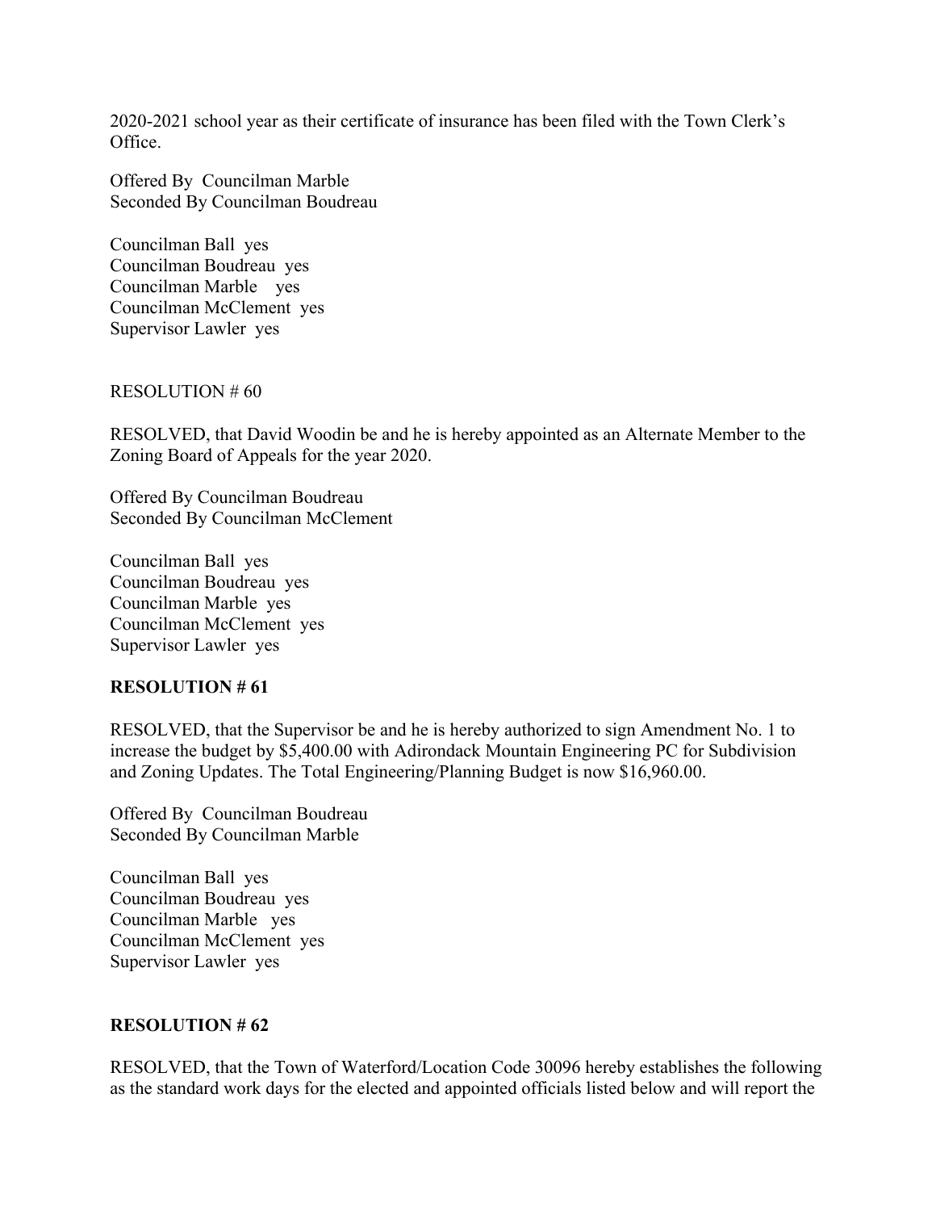2020-2021 school year as their certificate of insurance has been filed with the Town Clerk's Office.

Offered By Councilman Marble
Seconded By Councilman Boudreau

Councilman Ball yes
Councilman Boudreau yes
Councilman Marble yes
Councilman McClement yes
Supervisor Lawler yes

RESOLUTION # 60

RESOLVED, that David Woodin be and he is hereby appointed as an Alternate Member to the Zoning Board of Appeals for the year 2020.

Offered By Councilman Boudreau
Seconded By Councilman McClement

Councilman Ball yes
Councilman Boudreau yes
Councilman Marble yes
Councilman McClement yes
Supervisor Lawler yes

**RESOLUTION # 61**

RESOLVED, that the Supervisor be and he is hereby authorized to sign Amendment No. 1 to increase the budget by $5,400.00 with Adirondack Mountain Engineering PC for Subdivision and Zoning Updates. The Total Engineering/Planning Budget is now $16,960.00.

Offered By Councilman Boudreau
Seconded By Councilman Marble

Councilman Ball yes
Councilman Boudreau yes
Councilman Marble yes
Councilman McClement yes
Supervisor Lawler yes

**RESOLUTION # 62**

RESOLVED, that the Town of Waterford/Location Code 30096 hereby establishes the following as the standard work days for the elected and appointed officials listed below and will report the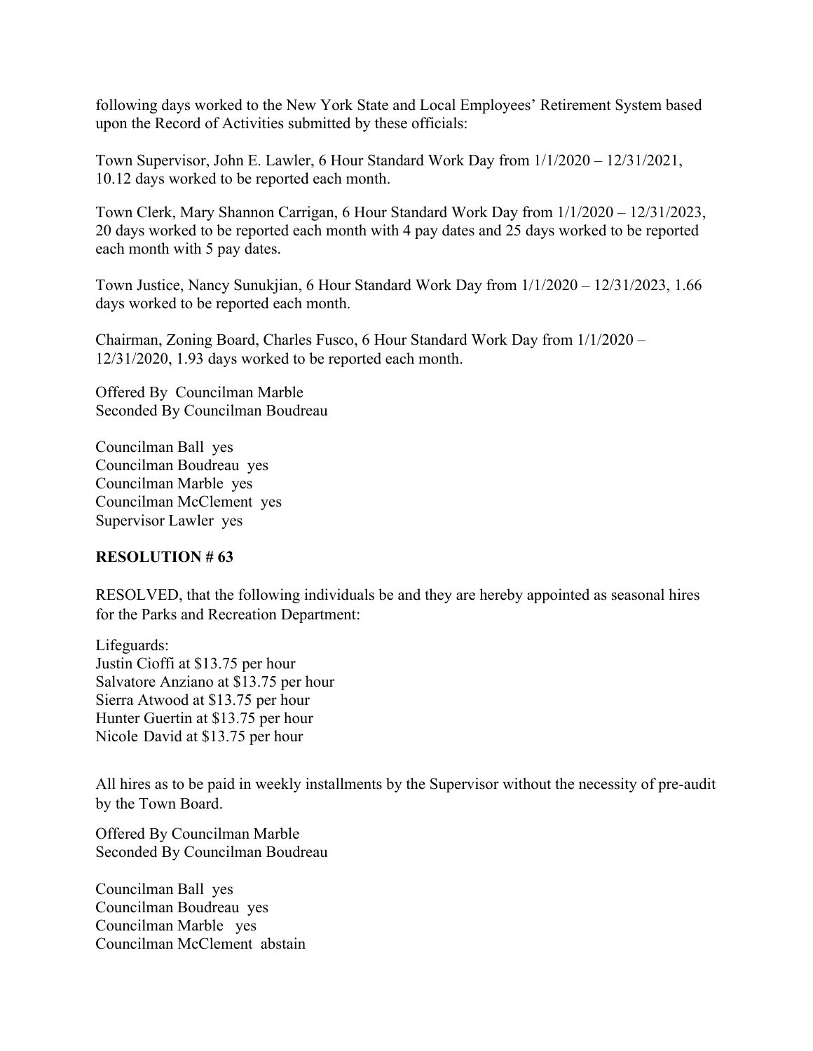following days worked to the New York State and Local Employees' Retirement System based upon the Record of Activities submitted by these officials:

Town Supervisor, John E. Lawler, 6 Hour Standard Work Day from 1/1/2020 – 12/31/2021, 10.12 days worked to be reported each month.

Town Clerk, Mary Shannon Carrigan, 6 Hour Standard Work Day from 1/1/2020 – 12/31/2023, 20 days worked to be reported each month with 4 pay dates and 25 days worked to be reported each month with 5 pay dates.

Town Justice, Nancy Sunukjian, 6 Hour Standard Work Day from 1/1/2020 – 12/31/2023, 1.66 days worked to be reported each month.

Chairman, Zoning Board, Charles Fusco, 6 Hour Standard Work Day from 1/1/2020 – 12/31/2020, 1.93 days worked to be reported each month.

Offered By Councilman Marble
Seconded By Councilman Boudreau

Councilman Ball yes
Councilman Boudreau yes
Councilman Marble yes
Councilman McClement yes
Supervisor Lawler yes

**RESOLUTION # 63**

RESOLVED, that the following individuals be and they are hereby appointed as seasonal hires for the Parks and Recreation Department:

Lifeguards:
Justin Cioffi at $13.75 per hour
Salvatore Anziano at $13.75 per hour
Sierra Atwood at $13.75 per hour
Hunter Guertin at $13.75 per hour
Nicole David at $13.75 per hour

All hires as to be paid in weekly installments by the Supervisor without the necessity of pre-audit by the Town Board.

Offered By Councilman Marble
Seconded By Councilman Boudreau

Councilman Ball yes
Councilman Boudreau yes
Councilman Marble yes
Councilman McClement abstain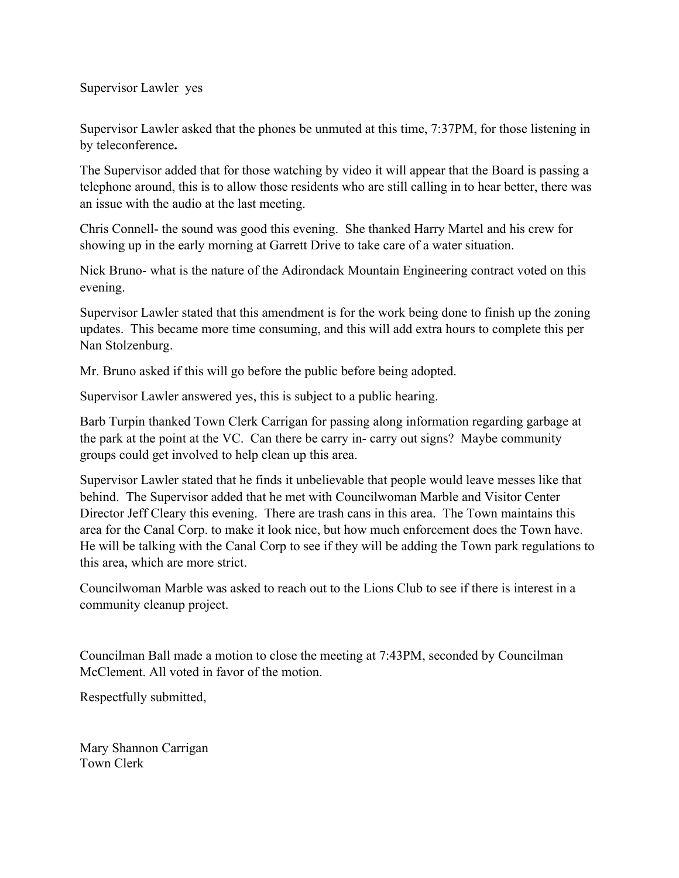Supervisor Lawler yes

Supervisor Lawler asked that the phones be unmuted at this time, 7:37PM, for those listening in by teleconference**.**

The Supervisor added that for those watching by video it will appear that the Board is passing a telephone around, this is to allow those residents who are still calling in to hear better, there was an issue with the audio at the last meeting.

Chris Connell- the sound was good this evening. She thanked Harry Martel and his crew for showing up in the early morning at Garrett Drive to take care of a water situation.

Nick Bruno- what is the nature of the Adirondack Mountain Engineering contract voted on this evening.

Supervisor Lawler stated that this amendment is for the work being done to finish up the zoning updates. This became more time consuming, and this will add extra hours to complete this per Nan Stolzenburg.

Mr. Bruno asked if this will go before the public before being adopted.

Supervisor Lawler answered yes, this is subject to a public hearing.

Barb Turpin thanked Town Clerk Carrigan for passing along information regarding garbage at the park at the point at the VC. Can there be carry in- carry out signs? Maybe community groups could get involved to help clean up this area.

Supervisor Lawler stated that he finds it unbelievable that people would leave messes like that behind. The Supervisor added that he met with Councilwoman Marble and Visitor Center Director Jeff Cleary this evening. There are trash cans in this area. The Town maintains this area for the Canal Corp. to make it look nice, but how much enforcement does the Town have. He will be talking with the Canal Corp to see if they will be adding the Town park regulations to this area, which are more strict.

Councilwoman Marble was asked to reach out to the Lions Club to see if there is interest in a community cleanup project.

Councilman Ball made a motion to close the meeting at 7:43PM, seconded by Councilman McClement. All voted in favor of the motion.

Respectfully submitted,

Mary Shannon Carrigan
Town Clerk